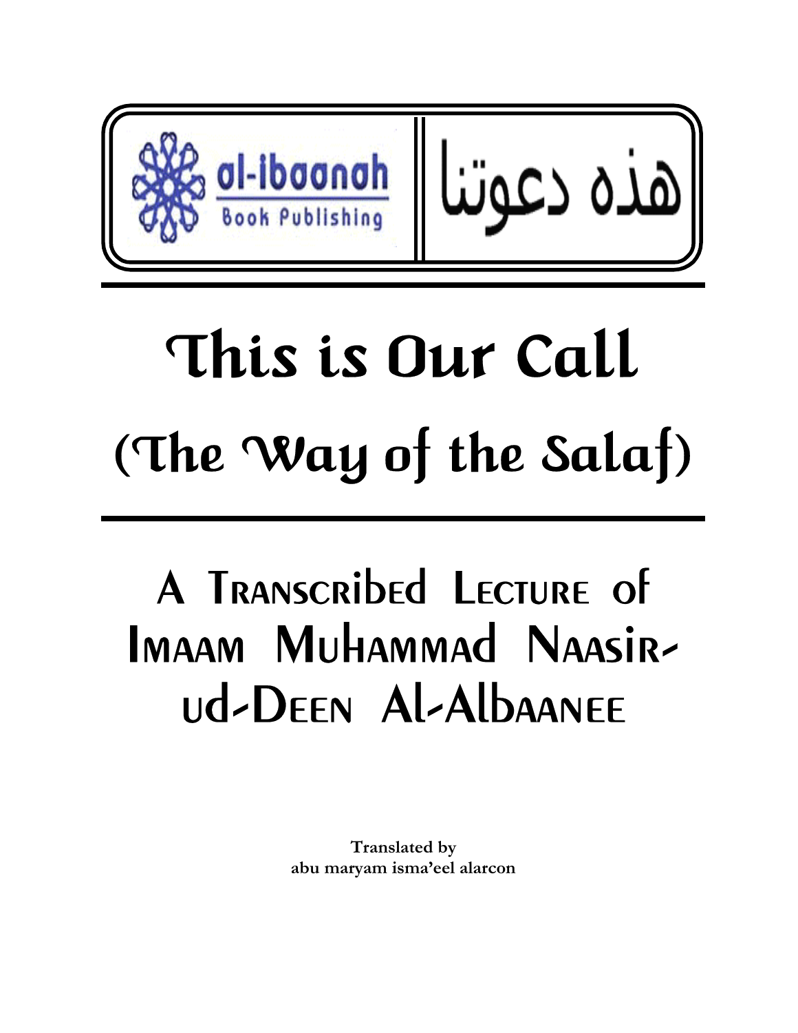al-ibaanah Book Publishing

هذه دعوتنا

# This is Our Call

# (The Way of the Salaf)

## A Transcribed Lecture of Imaam Muhammad Naasir-ud-Deen Al-Albaanee

**Translated by**
**abu maryam isma'eel alarcon**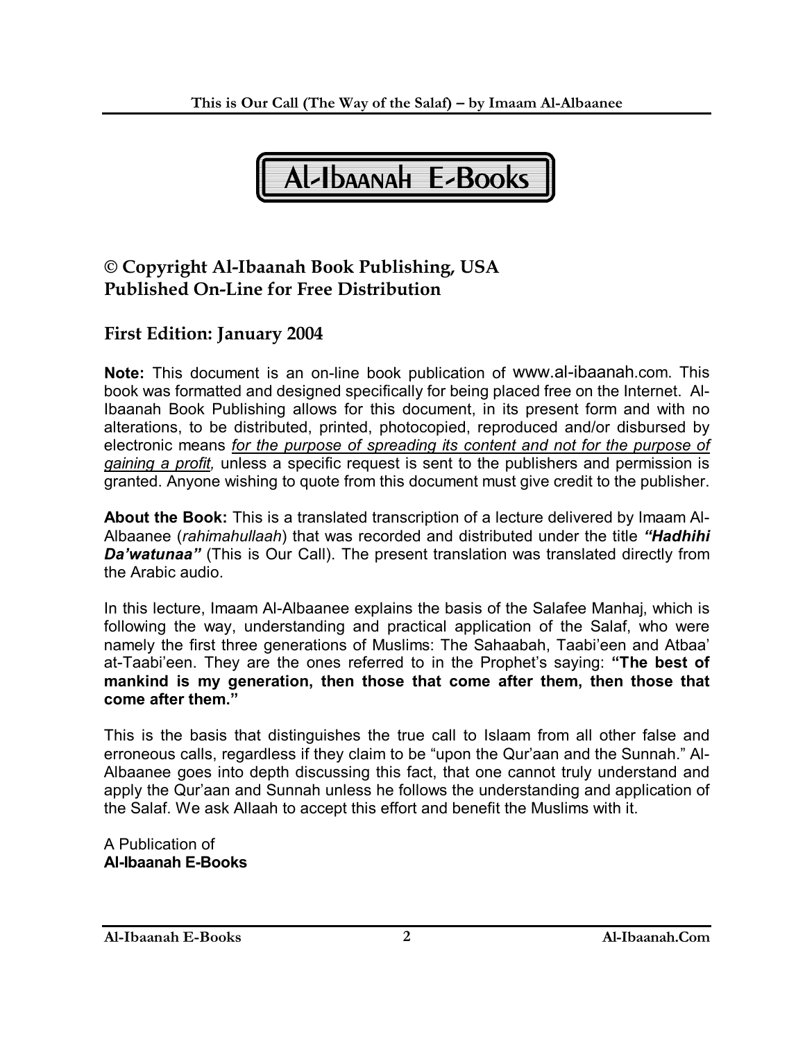# Al-Ibaanah E-Books

## © Copyright Al-Ibaanah Book Publishing, USA
## Published On-Line for Free Distribution

## First Edition: January 2004

**Note:** This document is an on-line book publication of www.al-ibaanah.com. This book was formatted and designed specifically for being placed free on the Internet. Al-Ibaanah Book Publishing allows for this document, in its present form and with no alterations, to be distributed, printed, photocopied, reproduced and/or disbursed by electronic means *for the purpose of spreading its content and not for the purpose of gaining a profit,* unless a specific request is sent to the publishers and permission is granted. Anyone wishing to quote from this document must give credit to the publisher.

**About the Book:** This is a translated transcription of a lecture delivered by Imaam Al-Albaanee (*rahimahullaah*) that was recorded and distributed under the title ***"Hadhihi Da'watunaa"*** (This is Our Call). The present translation was translated directly from the Arabic audio.

In this lecture, Imaam Al-Albaanee explains the basis of the Salafee Manhaj, which is following the way, understanding and practical application of the Salaf, who were namely the first three generations of Muslims: The Sahaabah, Taabi'een and Atbaa' at-Taabi'een. They are the ones referred to in the Prophet's saying: **"The best of mankind is my generation, then those that come after them, then those that come after them."**

This is the basis that distinguishes the true call to Islaam from all other false and erroneous calls, regardless if they claim to be "upon the Qur'aan and the Sunnah." Al-Albaanee goes into depth discussing this fact, that one cannot truly understand and apply the Qur'aan and Sunnah unless he follows the understanding and application of the Salaf. We ask Allaah to accept this effort and benefit the Muslims with it.

A Publication of
**Al-Ibaanah E-Books**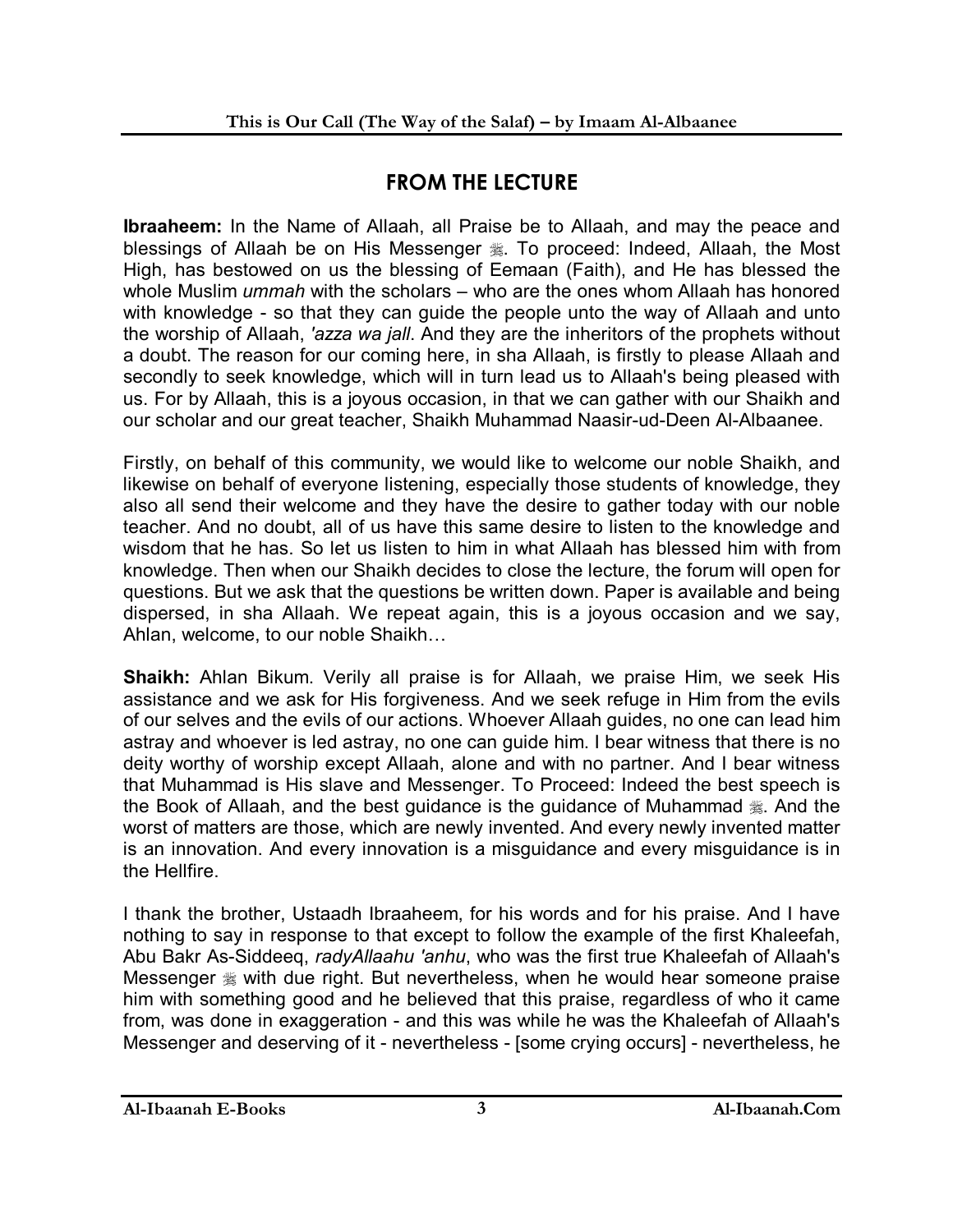## FROM THE LECTURE

**Ibraaheem:** In the Name of Allaah, all Praise be to Allaah, and may the peace and blessings of Allaah be on His Messenger ﷺ. To proceed: Indeed, Allaah, the Most High, has bestowed on us the blessing of Eemaan (Faith), and He has blessed the whole Muslim *ummah* with the scholars – who are the ones whom Allaah has honored with knowledge - so that they can guide the people unto the way of Allaah and unto the worship of Allaah, *'azza wa jall*. And they are the inheritors of the prophets without a doubt. The reason for our coming here, in sha Allaah, is firstly to please Allaah and secondly to seek knowledge, which will in turn lead us to Allaah's being pleased with us. For by Allaah, this is a joyous occasion, in that we can gather with our Shaikh and our scholar and our great teacher, Shaikh Muhammad Naasir-ud-Deen Al-Albaanee.

Firstly, on behalf of this community, we would like to welcome our noble Shaikh, and likewise on behalf of everyone listening, especially those students of knowledge, they also all send their welcome and they have the desire to gather today with our noble teacher. And no doubt, all of us have this same desire to listen to the knowledge and wisdom that he has. So let us listen to him in what Allaah has blessed him with from knowledge. Then when our Shaikh decides to close the lecture, the forum will open for questions. But we ask that the questions be written down. Paper is available and being dispersed, in sha Allaah. We repeat again, this is a joyous occasion and we say, Ahlan, welcome, to our noble Shaikh…

**Shaikh:** Ahlan Bikum. Verily all praise is for Allaah, we praise Him, we seek His assistance and we ask for His forgiveness. And we seek refuge in Him from the evils of our selves and the evils of our actions. Whoever Allaah guides, no one can lead him astray and whoever is led astray, no one can guide him. I bear witness that there is no deity worthy of worship except Allaah, alone and with no partner. And I bear witness that Muhammad is His slave and Messenger. To Proceed: Indeed the best speech is the Book of Allaah, and the best guidance is the guidance of Muhammad ﷺ. And the worst of matters are those, which are newly invented. And every newly invented matter is an innovation. And every innovation is a misguidance and every misguidance is in the Hellfire.

I thank the brother, Ustaadh Ibraaheem, for his words and for his praise. And I have nothing to say in response to that except to follow the example of the first Khaleefah, Abu Bakr As-Siddeeq, *radyAllaahu 'anhu*, who was the first true Khaleefah of Allaah's Messenger ﷺ with due right. But nevertheless, when he would hear someone praise him with something good and he believed that this praise, regardless of who it came from, was done in exaggeration - and this was while he was the Khaleefah of Allaah's Messenger and deserving of it - nevertheless - [some crying occurs] - nevertheless, he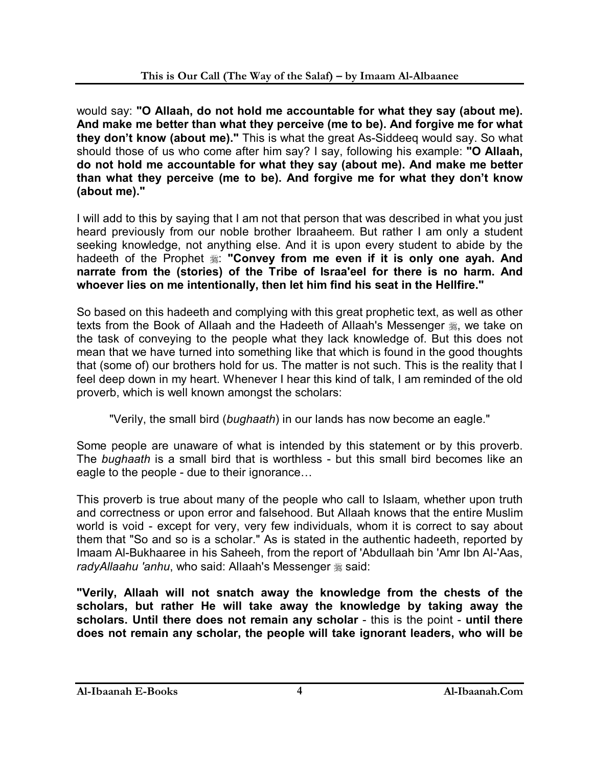would say: **"O Allaah, do not hold me accountable for what they say (about me). And make me better than what they perceive (me to be). And forgive me for what they don't know (about me)."** This is what the great As-Siddeeq would say. So what should those of us who come after him say? I say, following his example: **"O Allaah, do not hold me accountable for what they say (about me). And make me better than what they perceive (me to be). And forgive me for what they don't know (about me)."**

I will add to this by saying that I am not that person that was described in what you just heard previously from our noble brother Ibraaheem. But rather I am only a student seeking knowledge, not anything else. And it is upon every student to abide by the hadeeth of the Prophet ﷺ: **"Convey from me even if it is only one ayah. And narrate from the (stories) of the Tribe of Israa'eel for there is no harm. And whoever lies on me intentionally, then let him find his seat in the Hellfire."**

So based on this hadeeth and complying with this great prophetic text, as well as other texts from the Book of Allaah and the Hadeeth of Allaah's Messenger ﷺ, we take on the task of conveying to the people what they lack knowledge of. But this does not mean that we have turned into something like that which is found in the good thoughts that (some of) our brothers hold for us. The matter is not such. This is the reality that I feel deep down in my heart. Whenever I hear this kind of talk, I am reminded of the old proverb, which is well known amongst the scholars:

> "Verily, the small bird (*bughaath*) in our lands has now become an eagle."

Some people are unaware of what is intended by this statement or by this proverb. The *bughaath* is a small bird that is worthless - but this small bird becomes like an eagle to the people - due to their ignorance…

This proverb is true about many of the people who call to Islaam, whether upon truth and correctness or upon error and falsehood. But Allaah knows that the entire Muslim world is void - except for very, very few individuals, whom it is correct to say about them that "So and so is a scholar." As is stated in the authentic hadeeth, reported by Imaam Al-Bukhaaree in his Saheeh, from the report of 'Abdullaah bin 'Amr Ibn Al-'Aas, *radyAllaahu 'anhu*, who said: Allaah's Messenger ﷺ said:

**"Verily, Allaah will not snatch away the knowledge from the chests of the scholars, but rather He will take away the knowledge by taking away the scholars. Until there does not remain any scholar** - this is the point - **until there does not remain any scholar, the people will take ignorant leaders, who will be**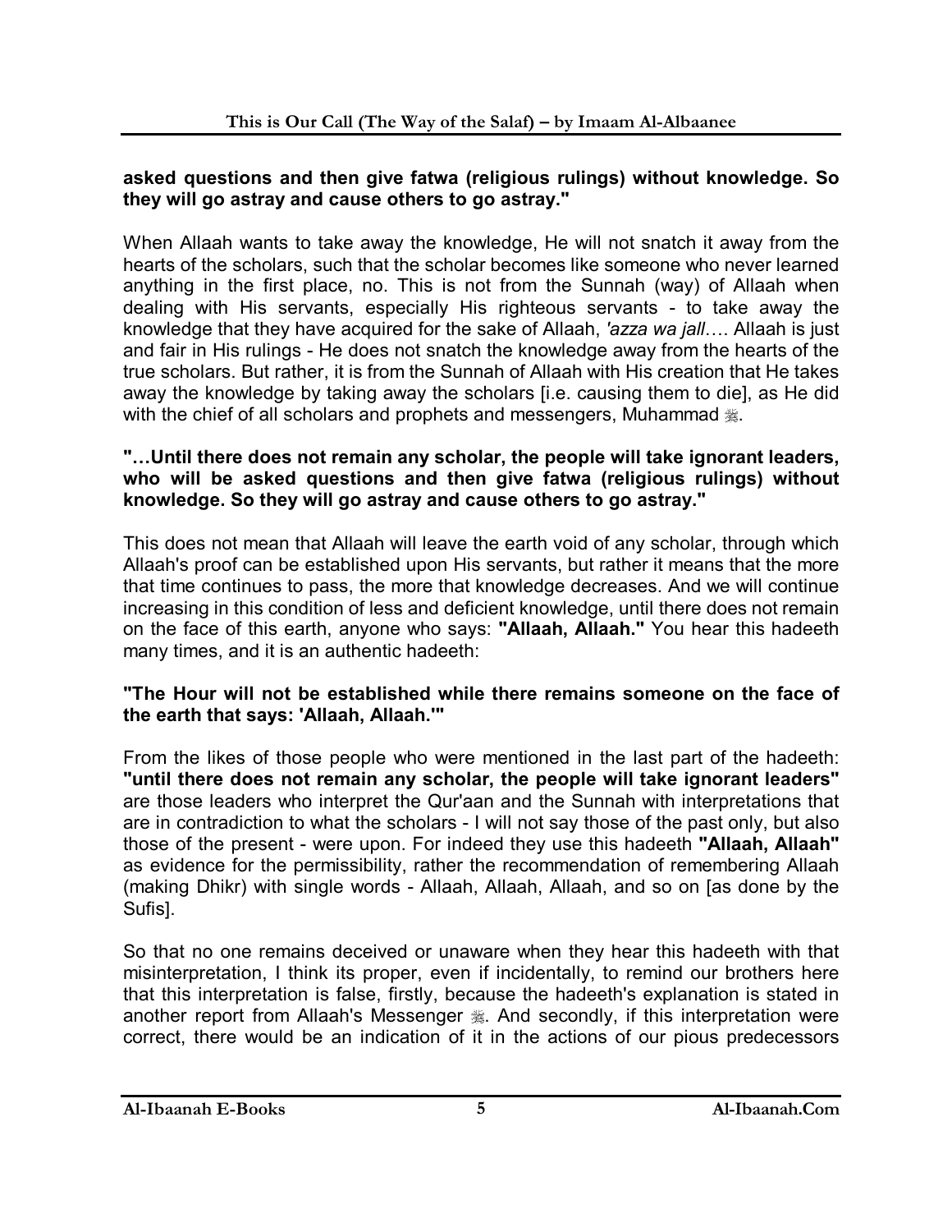**asked questions and then give fatwa (religious rulings) without knowledge. So they will go astray and cause others to go astray."**

When Allaah wants to take away the knowledge, He will not snatch it away from the hearts of the scholars, such that the scholar becomes like someone who never learned anything in the first place, no. This is not from the Sunnah (way) of Allaah when dealing with His servants, especially His righteous servants - to take away the knowledge that they have acquired for the sake of Allaah, *'azza wa jall*…. Allaah is just and fair in His rulings - He does not snatch the knowledge away from the hearts of the true scholars. But rather, it is from the Sunnah of Allaah with His creation that He takes away the knowledge by taking away the scholars [i.e. causing them to die], as He did with the chief of all scholars and prophets and messengers, Muhammad ﷺ.

**"…Until there does not remain any scholar, the people will take ignorant leaders, who will be asked questions and then give fatwa (religious rulings) without knowledge. So they will go astray and cause others to go astray."**

This does not mean that Allaah will leave the earth void of any scholar, through which Allaah's proof can be established upon His servants, but rather it means that the more that time continues to pass, the more that knowledge decreases. And we will continue increasing in this condition of less and deficient knowledge, until there does not remain on the face of this earth, anyone who says: **"Allaah, Allaah."** You hear this hadeeth many times, and it is an authentic hadeeth:

**"The Hour will not be established while there remains someone on the face of the earth that says: 'Allaah, Allaah.'"**

From the likes of those people who were mentioned in the last part of the hadeeth: **"until there does not remain any scholar, the people will take ignorant leaders"** are those leaders who interpret the Qur'aan and the Sunnah with interpretations that are in contradiction to what the scholars - I will not say those of the past only, but also those of the present - were upon. For indeed they use this hadeeth **"Allaah, Allaah"** as evidence for the permissibility, rather the recommendation of remembering Allaah (making Dhikr) with single words - Allaah, Allaah, Allaah, and so on [as done by the Sufis].

So that no one remains deceived or unaware when they hear this hadeeth with that misinterpretation, I think its proper, even if incidentally, to remind our brothers here that this interpretation is false, firstly, because the hadeeth's explanation is stated in another report from Allaah's Messenger ﷺ. And secondly, if this interpretation were correct, there would be an indication of it in the actions of our pious predecessors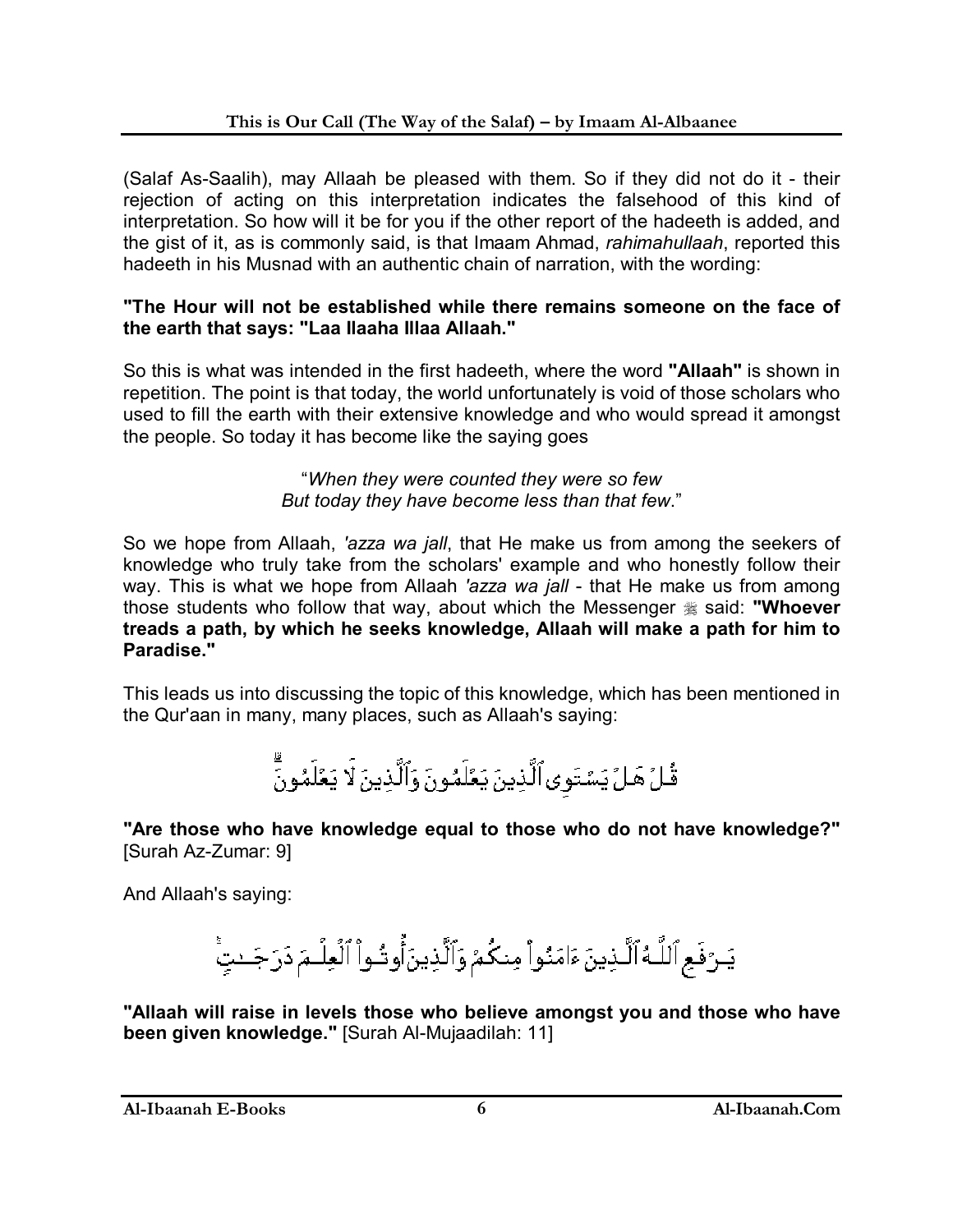(Salaf As-Saalih), may Allaah be pleased with them. So if they did not do it - their rejection of acting on this interpretation indicates the falsehood of this kind of interpretation. So how will it be for you if the other report of the hadeeth is added, and the gist of it, as is commonly said, is that Imaam Ahmad, *rahimahullaah*, reported this hadeeth in his Musnad with an authentic chain of narration, with the wording:

**"The Hour will not be established while there remains someone on the face of the earth that says: "Laa Ilaaha Illaa Allaah."**

So this is what was intended in the first hadeeth, where the word **"Allaah"** is shown in repetition. The point is that today, the world unfortunately is void of those scholars who used to fill the earth with their extensive knowledge and who would spread it amongst the people. So today it has become like the saying goes

"*When they were counted they were so few*
*But today they have become less than that few*."

So we hope from Allaah, *'azza wa jall*, that He make us from among the seekers of knowledge who truly take from the scholars' example and who honestly follow their way. This is what we hope from Allaah *'azza wa jall* - that He make us from among those students who follow that way, about which the Messenger ﷺ said: **"Whoever treads a path, by which he seeks knowledge, Allaah will make a path for him to Paradise."**

This leads us into discussing the topic of this knowledge, which has been mentioned in the Qur'aan in many, many places, such as Allaah's saying:

قُلْ هَلْ يَسْتَوِي ٱلَّذِينَ يَعْلَمُونَ وَٱلَّذِينَ لَا يَعْلَمُونَ

**"Are those who have knowledge equal to those who do not have knowledge?"** [Surah Az-Zumar: 9]

And Allaah's saying:

يَرْفَعِ ٱللَّهُ ٱلَّذِينَ ءَامَنُوا۟ مِنكُمْ وَٱلَّذِينَ أُوتُوا۟ ٱلْعِلْمَ دَرَجَٰتٍ

**"Allaah will raise in levels those who believe amongst you and those who have been given knowledge."** [Surah Al-Mujaadilah: 11]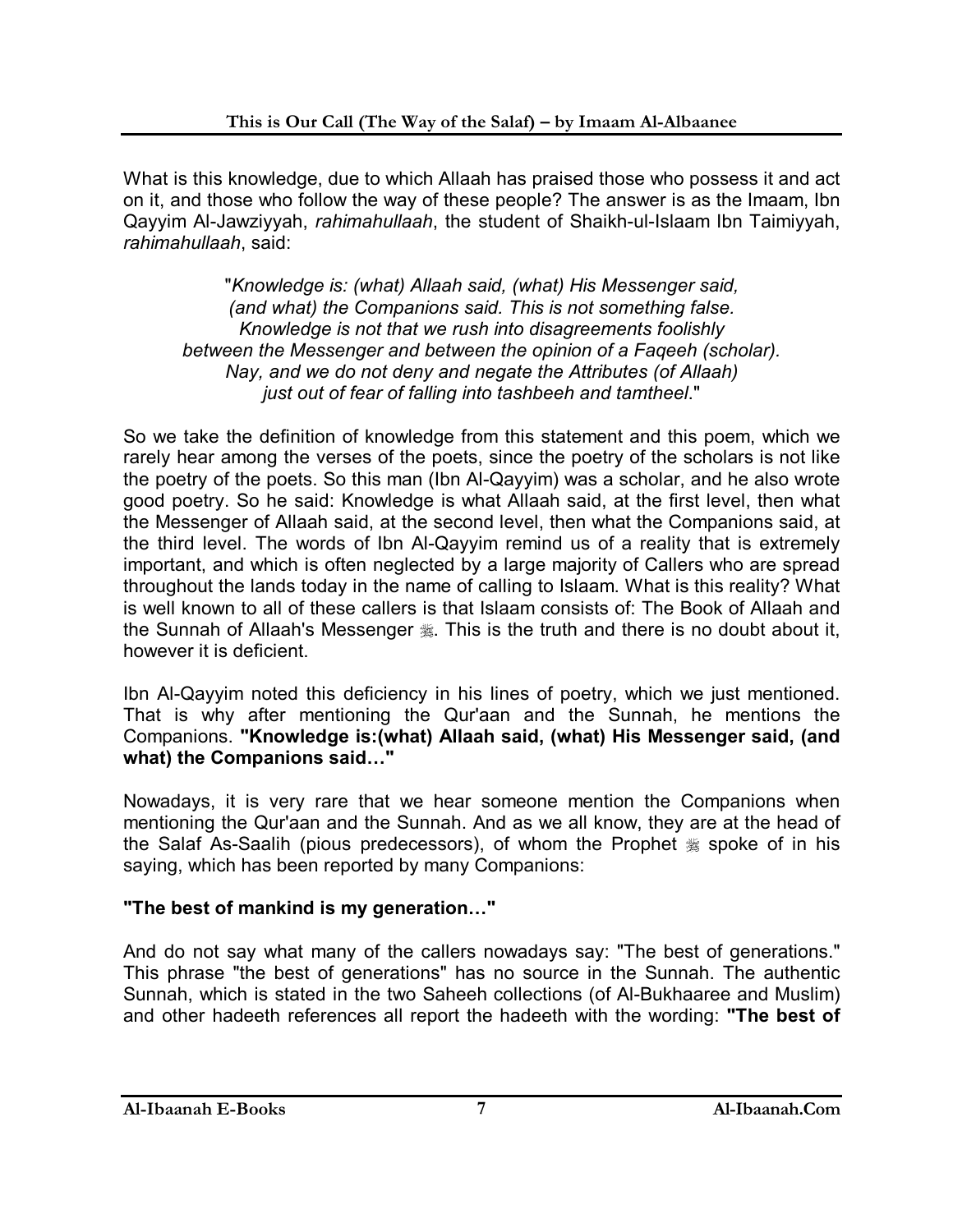What is this knowledge, due to which Allaah has praised those who possess it and act on it, and those who follow the way of these people? The answer is as the Imaam, Ibn Qayyim Al-Jawziyyah, *rahimahullaah*, the student of Shaikh-ul-Islaam Ibn Taimiyyah, *rahimahullaah*, said:

> "*Knowledge is: (what) Allaah said, (what) His Messenger said, (and what) the Companions said. This is not something false. Knowledge is not that we rush into disagreements foolishly between the Messenger and between the opinion of a Faqeeh (scholar). Nay, and we do not deny and negate the Attributes (of Allaah) just out of fear of falling into tashbeeh and tamtheel*."

So we take the definition of knowledge from this statement and this poem, which we rarely hear among the verses of the poets, since the poetry of the scholars is not like the poetry of the poets. So this man (Ibn Al-Qayyim) was a scholar, and he also wrote good poetry. So he said: Knowledge is what Allaah said, at the first level, then what the Messenger of Allaah said, at the second level, then what the Companions said, at the third level. The words of Ibn Al-Qayyim remind us of a reality that is extremely important, and which is often neglected by a large majority of Callers who are spread throughout the lands today in the name of calling to Islaam. What is this reality? What is well known to all of these callers is that Islaam consists of: The Book of Allaah and the Sunnah of Allaah's Messenger ﷺ. This is the truth and there is no doubt about it, however it is deficient.

Ibn Al-Qayyim noted this deficiency in his lines of poetry, which we just mentioned. That is why after mentioning the Qur'aan and the Sunnah, he mentions the Companions. **"Knowledge is:(what) Allaah said, (what) His Messenger said, (and what) the Companions said…"**

Nowadays, it is very rare that we hear someone mention the Companions when mentioning the Qur'aan and the Sunnah. And as we all know, they are at the head of the Salaf As-Saalih (pious predecessors), of whom the Prophet ﷺ spoke of in his saying, which has been reported by many Companions:

**"The best of mankind is my generation…"**

And do not say what many of the callers nowadays say: "The best of generations." This phrase "the best of generations" has no source in the Sunnah. The authentic Sunnah, which is stated in the two Saheeh collections (of Al-Bukhaaree and Muslim) and other hadeeth references all report the hadeeth with the wording: **"The best of**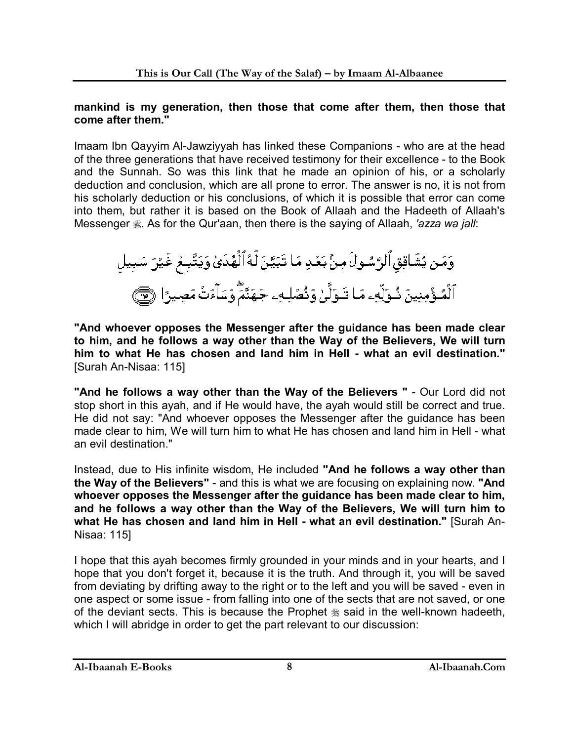**mankind is my generation, then those that come after them, then those that come after them."**

Imaam Ibn Qayyim Al-Jawziyyah has linked these Companions - who are at the head of the three generations that have received testimony for their excellence - to the Book and the Sunnah. So was this link that he made an opinion of his, or a scholarly deduction and conclusion, which are all prone to error. The answer is no, it is not from his scholarly deduction or his conclusions, of which it is possible that error can come into them, but rather it is based on the Book of Allaah and the Hadeeth of Allaah's Messenger ﷺ. As for the Qur'aan, then there is the saying of Allaah, *'azza wa jall*:

وَمَن يُشَاقِقِ ٱلرَّسُولَ مِنۢ بَعۡدِ مَا تَبَيَّنَ لَهُ ٱلۡهُدَىٰ وَيَتَّبِعۡ غَيۡرَ سَبِيلِ ٱلۡمُؤۡمِنِينَ نُوَلِّهِۦ مَا تَوَلَّىٰ وَنُصۡلِهِۦ جَهَنَّمَۖ وَسَآءَتۡ مَصِيرًا ﴿١١٥﴾

**"And whoever opposes the Messenger after the guidance has been made clear to him, and he follows a way other than the Way of the Believers, We will turn him to what He has chosen and land him in Hell - what an evil destination."** [Surah An-Nisaa: 115]

**"And he follows a way other than the Way of the Believers "** - Our Lord did not stop short in this ayah, and if He would have, the ayah would still be correct and true. He did not say: "And whoever opposes the Messenger after the guidance has been made clear to him, We will turn him to what He has chosen and land him in Hell - what an evil destination."

Instead, due to His infinite wisdom, He included **"And he follows a way other than the Way of the Believers"** - and this is what we are focusing on explaining now. **"And whoever opposes the Messenger after the guidance has been made clear to him, and he follows a way other than the Way of the Believers, We will turn him to what He has chosen and land him in Hell - what an evil destination."** [Surah An-Nisaa: 115]

I hope that this ayah becomes firmly grounded in your minds and in your hearts, and I hope that you don't forget it, because it is the truth. And through it, you will be saved from deviating by drifting away to the right or to the left and you will be saved - even in one aspect or some issue - from falling into one of the sects that are not saved, or one of the deviant sects. This is because the Prophet ﷺ said in the well-known hadeeth, which I will abridge in order to get the part relevant to our discussion: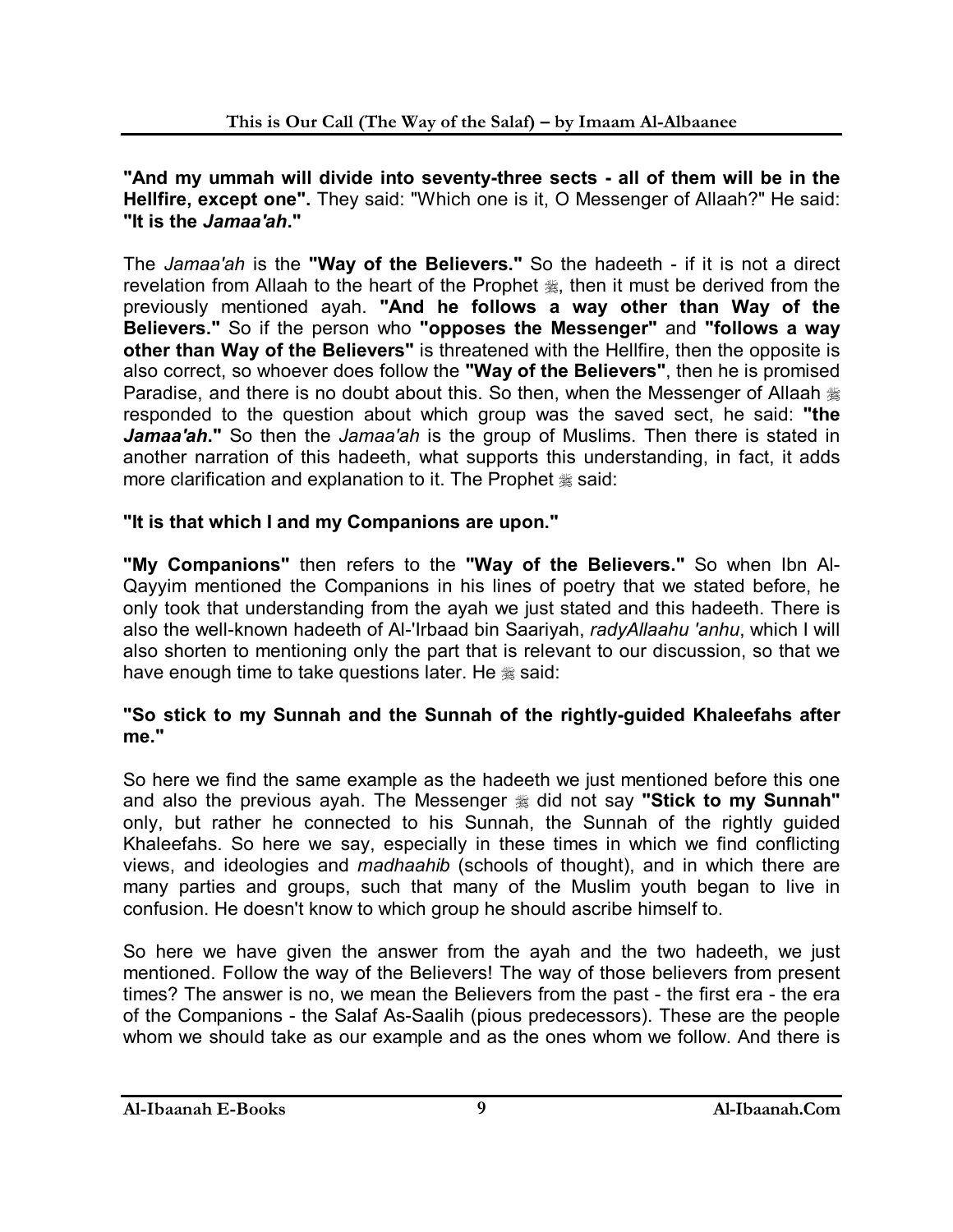**"And my ummah will divide into seventy-three sects - all of them will be in the Hellfire, except one".** They said: "Which one is it, O Messenger of Allaah?" He said: **"It is the *Jamaa'ah*."**

The *Jamaa'ah* is the **"Way of the Believers."** So the hadeeth - if it is not a direct revelation from Allaah to the heart of the Prophet ﷺ, then it must be derived from the previously mentioned ayah. **"And he follows a way other than Way of the Believers."** So if the person who **"opposes the Messenger"** and **"follows a way other than Way of the Believers"** is threatened with the Hellfire, then the opposite is also correct, so whoever does follow the **"Way of the Believers"**, then he is promised Paradise, and there is no doubt about this. So then, when the Messenger of Allaah ﷺ responded to the question about which group was the saved sect, he said: **"the *Jamaa'ah*."** So then the *Jamaa'ah* is the group of Muslims. Then there is stated in another narration of this hadeeth, what supports this understanding, in fact, it adds more clarification and explanation to it. The Prophet ﷺ said:

**"It is that which I and my Companions are upon."**

**"My Companions"** then refers to the **"Way of the Believers."** So when Ibn Al-Qayyim mentioned the Companions in his lines of poetry that we stated before, he only took that understanding from the ayah we just stated and this hadeeth. There is also the well-known hadeeth of Al-'Irbaad bin Saariyah, *radyAllaahu 'anhu*, which I will also shorten to mentioning only the part that is relevant to our discussion, so that we have enough time to take questions later. He ﷺ said:

**"So stick to my Sunnah and the Sunnah of the rightly-guided Khaleefahs after me."**

So here we find the same example as the hadeeth we just mentioned before this one and also the previous ayah. The Messenger ﷺ did not say **"Stick to my Sunnah"** only, but rather he connected to his Sunnah, the Sunnah of the rightly guided Khaleefahs. So here we say, especially in these times in which we find conflicting views, and ideologies and *madhaahib* (schools of thought), and in which there are many parties and groups, such that many of the Muslim youth began to live in confusion. He doesn't know to which group he should ascribe himself to.

So here we have given the answer from the ayah and the two hadeeth, we just mentioned. Follow the way of the Believers! The way of those believers from present times? The answer is no, we mean the Believers from the past - the first era - the era of the Companions - the Salaf As-Saalih (pious predecessors). These are the people whom we should take as our example and as the ones whom we follow. And there is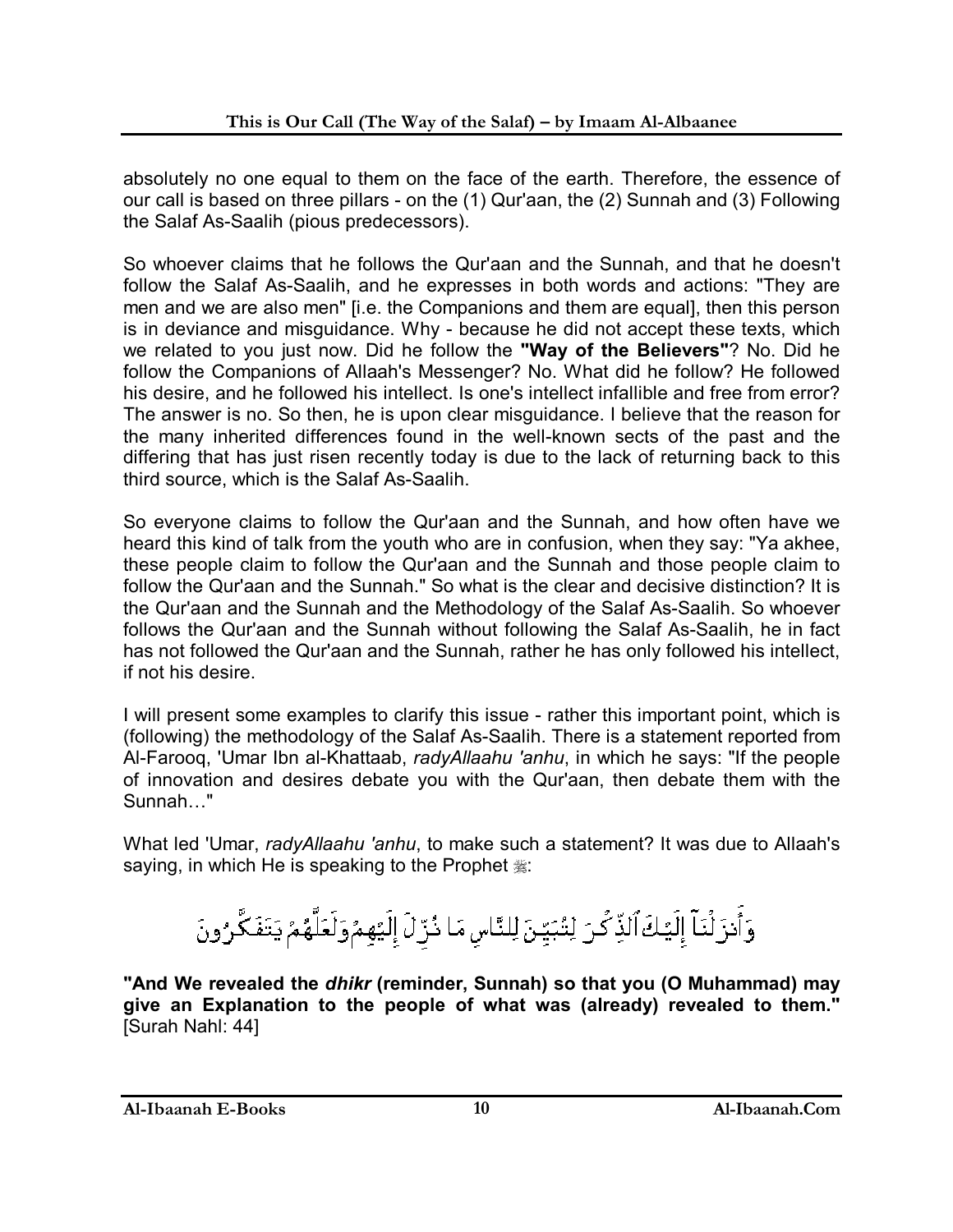absolutely no one equal to them on the face of the earth. Therefore, the essence of our call is based on three pillars - on the (1) Qur'aan, the (2) Sunnah and (3) Following the Salaf As-Saalih (pious predecessors).

So whoever claims that he follows the Qur'aan and the Sunnah, and that he doesn't follow the Salaf As-Saalih, and he expresses in both words and actions: "They are men and we are also men" [i.e. the Companions and them are equal], then this person is in deviance and misguidance. Why - because he did not accept these texts, which we related to you just now. Did he follow the **"Way of the Believers"**? No. Did he follow the Companions of Allaah's Messenger? No. What did he follow? He followed his desire, and he followed his intellect. Is one's intellect infallible and free from error? The answer is no. So then, he is upon clear misguidance. I believe that the reason for the many inherited differences found in the well-known sects of the past and the differing that has just risen recently today is due to the lack of returning back to this third source, which is the Salaf As-Saalih.

So everyone claims to follow the Qur'aan and the Sunnah, and how often have we heard this kind of talk from the youth who are in confusion, when they say: "Ya akhee, these people claim to follow the Qur'aan and the Sunnah and those people claim to follow the Qur'aan and the Sunnah." So what is the clear and decisive distinction? It is the Qur'aan and the Sunnah and the Methodology of the Salaf As-Saalih. So whoever follows the Qur'aan and the Sunnah without following the Salaf As-Saalih, he in fact has not followed the Qur'aan and the Sunnah, rather he has only followed his intellect, if not his desire.

I will present some examples to clarify this issue - rather this important point, which is (following) the methodology of the Salaf As-Saalih. There is a statement reported from Al-Farooq, 'Umar Ibn al-Khattaab, *radyAllaahu 'anhu*, in which he says: "If the people of innovation and desires debate you with the Qur'aan, then debate them with the Sunnah…"

What led 'Umar, *radyAllaahu 'anhu*, to make such a statement? It was due to Allaah's saying, in which He is speaking to the Prophet ﷺ:

وَأَنزَلْنَآ إِلَيْكَ ٱلذِّكْرَ لِتُبَيِّنَ لِلنَّاسِ مَا نُزِّلَ إِلَيْهِمْ وَلَعَلَّهُمْ يَتَفَكَّرُونَ

**"And We revealed the *dhikr* (reminder, Sunnah) so that you (O Muhammad) may give an Explanation to the people of what was (already) revealed to them."** [Surah Nahl: 44]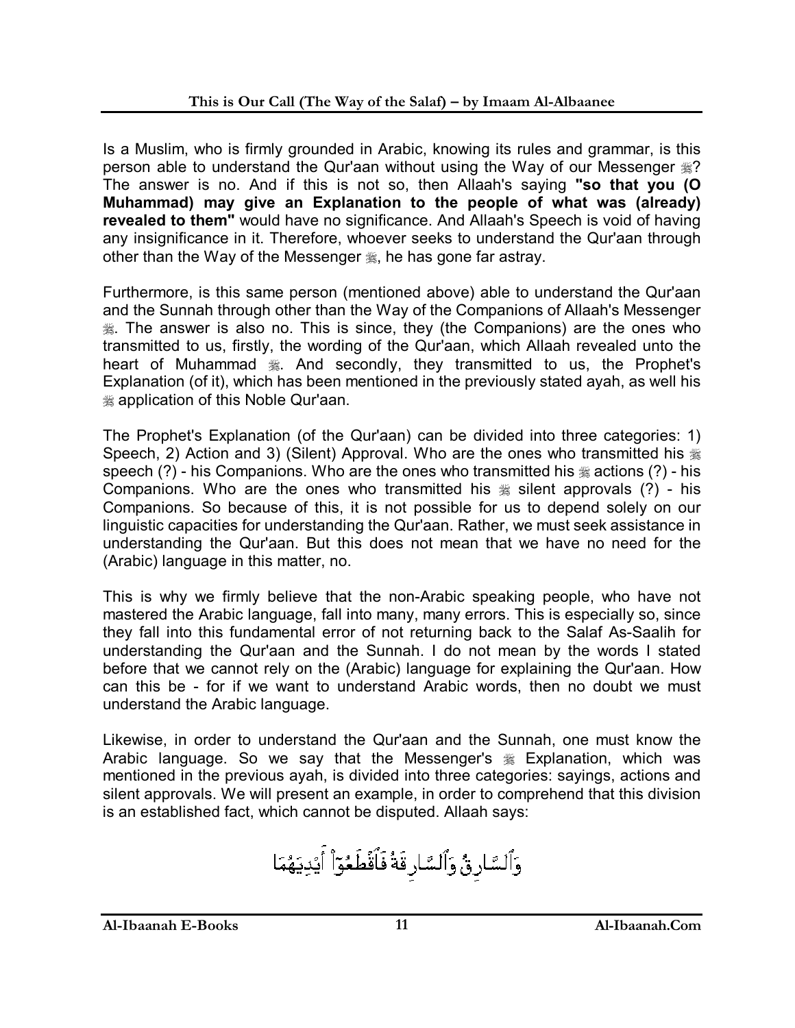Is a Muslim, who is firmly grounded in Arabic, knowing its rules and grammar, is this person able to understand the Qur'aan without using the Way of our Messenger ﷺ? The answer is no. And if this is not so, then Allaah's saying **"so that you (O Muhammad) may give an Explanation to the people of what was (already) revealed to them"** would have no significance. And Allaah's Speech is void of having any insignificance in it. Therefore, whoever seeks to understand the Qur'aan through other than the Way of the Messenger ﷺ, he has gone far astray.

Furthermore, is this same person (mentioned above) able to understand the Qur'aan and the Sunnah through other than the Way of the Companions of Allaah's Messenger ﷺ. The answer is also no. This is since, they (the Companions) are the ones who transmitted to us, firstly, the wording of the Qur'aan, which Allaah revealed unto the heart of Muhammad ﷺ. And secondly, they transmitted to us, the Prophet's Explanation (of it), which has been mentioned in the previously stated ayah, as well his ﷺ application of this Noble Qur'aan.

The Prophet's Explanation (of the Qur'aan) can be divided into three categories: 1) Speech, 2) Action and 3) (Silent) Approval. Who are the ones who transmitted his ﷺ speech (?) - his Companions. Who are the ones who transmitted his ﷺ actions (?) - his Companions. Who are the ones who transmitted his ﷺ silent approvals (?) - his Companions. So because of this, it is not possible for us to depend solely on our linguistic capacities for understanding the Qur'aan. Rather, we must seek assistance in understanding the Qur'aan. But this does not mean that we have no need for the (Arabic) language in this matter, no.

This is why we firmly believe that the non-Arabic speaking people, who have not mastered the Arabic language, fall into many, many errors. This is especially so, since they fall into this fundamental error of not returning back to the Salaf As-Saalih for understanding the Qur'aan and the Sunnah. I do not mean by the words I stated before that we cannot rely on the (Arabic) language for explaining the Qur'aan. How can this be - for if we want to understand Arabic words, then no doubt we must understand the Arabic language.

Likewise, in order to understand the Qur'aan and the Sunnah, one must know the Arabic language. So we say that the Messenger's ﷺ Explanation, which was mentioned in the previous ayah, is divided into three categories: sayings, actions and silent approvals. We will present an example, in order to comprehend that this division is an established fact, which cannot be disputed. Allaah says:

وَٱلسَّارِقُ وَٱلسَّارِقَةُ فَٱقْطَعُوٓاْ أَيْدِيَهُمَا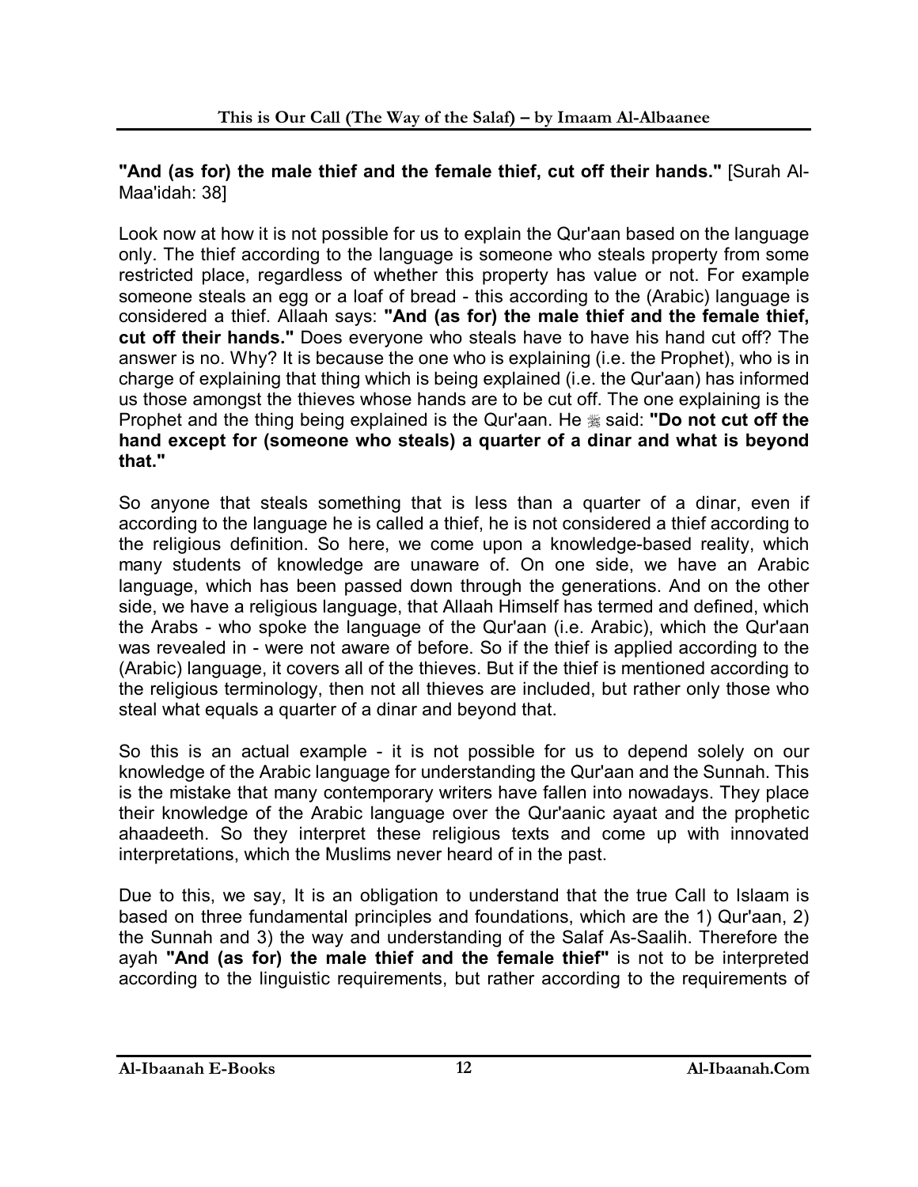**"And (as for) the male thief and the female thief, cut off their hands."** [Surah Al-Maa'idah: 38]

Look now at how it is not possible for us to explain the Qur'aan based on the language only. The thief according to the language is someone who steals property from some restricted place, regardless of whether this property has value or not. For example someone steals an egg or a loaf of bread - this according to the (Arabic) language is considered a thief. Allaah says: **"And (as for) the male thief and the female thief, cut off their hands."** Does everyone who steals have to have his hand cut off? The answer is no. Why? It is because the one who is explaining (i.e. the Prophet), who is in charge of explaining that thing which is being explained (i.e. the Qur'aan) has informed us those amongst the thieves whose hands are to be cut off. The one explaining is the Prophet and the thing being explained is the Qur'aan. He ﷺ said: **"Do not cut off the hand except for (someone who steals) a quarter of a dinar and what is beyond that."**

So anyone that steals something that is less than a quarter of a dinar, even if according to the language he is called a thief, he is not considered a thief according to the religious definition. So here, we come upon a knowledge-based reality, which many students of knowledge are unaware of. On one side, we have an Arabic language, which has been passed down through the generations. And on the other side, we have a religious language, that Allaah Himself has termed and defined, which the Arabs - who spoke the language of the Qur'aan (i.e. Arabic), which the Qur'aan was revealed in - were not aware of before. So if the thief is applied according to the (Arabic) language, it covers all of the thieves. But if the thief is mentioned according to the religious terminology, then not all thieves are included, but rather only those who steal what equals a quarter of a dinar and beyond that.

So this is an actual example - it is not possible for us to depend solely on our knowledge of the Arabic language for understanding the Qur'aan and the Sunnah. This is the mistake that many contemporary writers have fallen into nowadays. They place their knowledge of the Arabic language over the Qur'aanic ayaat and the prophetic ahaadeeth. So they interpret these religious texts and come up with innovated interpretations, which the Muslims never heard of in the past.

Due to this, we say, It is an obligation to understand that the true Call to Islaam is based on three fundamental principles and foundations, which are the 1) Qur'aan, 2) the Sunnah and 3) the way and understanding of the Salaf As-Saalih. Therefore the ayah **"And (as for) the male thief and the female thief"** is not to be interpreted according to the linguistic requirements, but rather according to the requirements of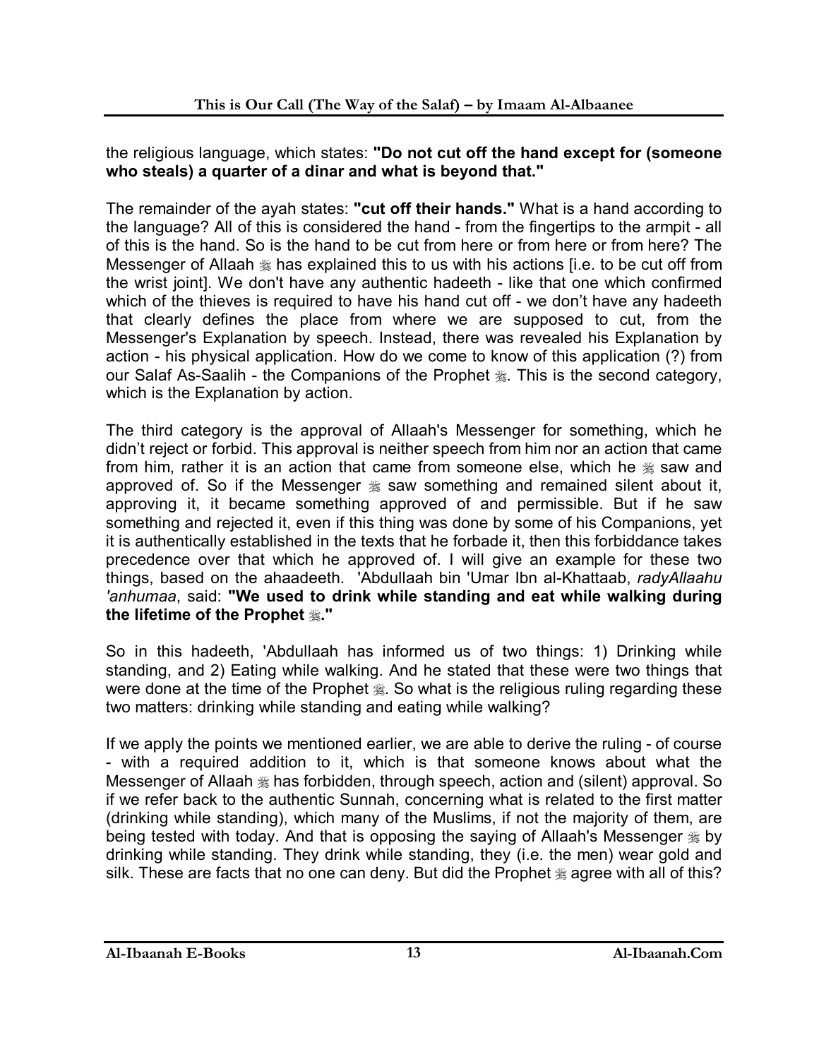the religious language, which states: **"Do not cut off the hand except for (someone who steals) a quarter of a dinar and what is beyond that."**

The remainder of the ayah states: **"cut off their hands."** What is a hand according to the language? All of this is considered the hand - from the fingertips to the armpit - all of this is the hand. So is the hand to be cut from here or from here or from here? The Messenger of Allaah ﷺ has explained this to us with his actions [i.e. to be cut off from the wrist joint]. We don't have any authentic hadeeth - like that one which confirmed which of the thieves is required to have his hand cut off - we don't have any hadeeth that clearly defines the place from where we are supposed to cut, from the Messenger's Explanation by speech. Instead, there was revealed his Explanation by action - his physical application. How do we come to know of this application (?) from our Salaf As-Saalih - the Companions of the Prophet ﷺ. This is the second category, which is the Explanation by action.

The third category is the approval of Allaah's Messenger for something, which he didn't reject or forbid. This approval is neither speech from him nor an action that came from him, rather it is an action that came from someone else, which he ﷺ saw and approved of. So if the Messenger ﷺ saw something and remained silent about it, approving it, it became something approved of and permissible. But if he saw something and rejected it, even if this thing was done by some of his Companions, yet it is authentically established in the texts that he forbade it, then this forbiddance takes precedence over that which he approved of. I will give an example for these two things, based on the ahaadeeth. 'Abdullaah bin 'Umar Ibn al-Khattaab, *radyAllaahu 'anhumaa*, said: **"We used to drink while standing and eat while walking during the lifetime of the Prophet ﷺ."**

So in this hadeeth, 'Abdullaah has informed us of two things: 1) Drinking while standing, and 2) Eating while walking. And he stated that these were two things that were done at the time of the Prophet ﷺ. So what is the religious ruling regarding these two matters: drinking while standing and eating while walking?

If we apply the points we mentioned earlier, we are able to derive the ruling - of course - with a required addition to it, which is that someone knows about what the Messenger of Allaah ﷺ has forbidden, through speech, action and (silent) approval. So if we refer back to the authentic Sunnah, concerning what is related to the first matter (drinking while standing), which many of the Muslims, if not the majority of them, are being tested with today. And that is opposing the saying of Allaah's Messenger ﷺ by drinking while standing. They drink while standing, they (i.e. the men) wear gold and silk. These are facts that no one can deny. But did the Prophet ﷺ agree with all of this?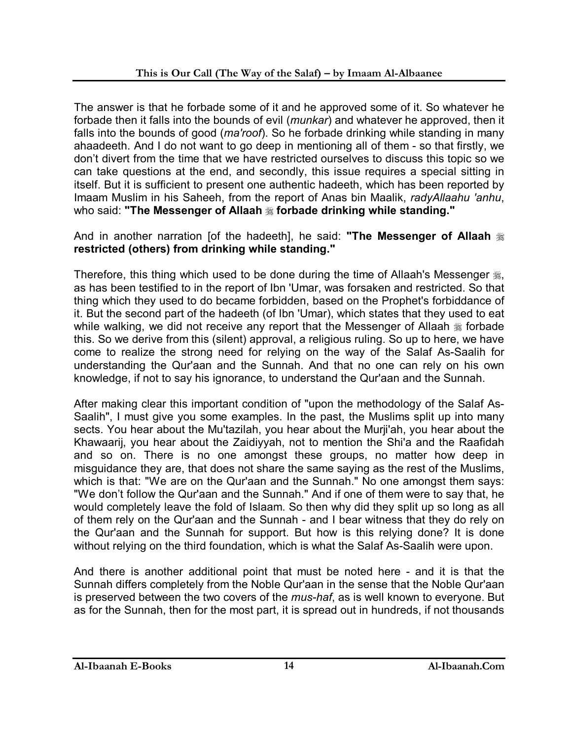The answer is that he forbade some of it and he approved some of it. So whatever he forbade then it falls into the bounds of evil (*munkar*) and whatever he approved, then it falls into the bounds of good (*ma'roof*). So he forbade drinking while standing in many ahaadeeth. And I do not want to go deep in mentioning all of them - so that firstly, we don't divert from the time that we have restricted ourselves to discuss this topic so we can take questions at the end, and secondly, this issue requires a special sitting in itself. But it is sufficient to present one authentic hadeeth, which has been reported by Imaam Muslim in his Saheeh, from the report of Anas bin Maalik, *radyAllaahu 'anhu*, who said: **"The Messenger of Allaah ﷺ forbade drinking while standing."**

And in another narration [of the hadeeth], he said: **"The Messenger of Allaah ﷺ restricted (others) from drinking while standing."**

Therefore, this thing which used to be done during the time of Allaah's Messenger ﷺ, as has been testified to in the report of Ibn 'Umar, was forsaken and restricted. So that thing which they used to do became forbidden, based on the Prophet's forbiddance of it. But the second part of the hadeeth (of Ibn 'Umar), which states that they used to eat while walking, we did not receive any report that the Messenger of Allaah ﷺ forbade this. So we derive from this (silent) approval, a religious ruling. So up to here, we have come to realize the strong need for relying on the way of the Salaf As-Saalih for understanding the Qur'aan and the Sunnah. And that no one can rely on his own knowledge, if not to say his ignorance, to understand the Qur'aan and the Sunnah.

After making clear this important condition of "upon the methodology of the Salaf As-Saalih", I must give you some examples. In the past, the Muslims split up into many sects. You hear about the Mu'tazilah, you hear about the Murji'ah, you hear about the Khawaarij, you hear about the Zaidiyyah, not to mention the Shi'a and the Raafidah and so on. There is no one amongst these groups, no matter how deep in misguidance they are, that does not share the same saying as the rest of the Muslims, which is that: "We are on the Qur'aan and the Sunnah." No one amongst them says: "We don't follow the Qur'aan and the Sunnah." And if one of them were to say that, he would completely leave the fold of Islaam. So then why did they split up so long as all of them rely on the Qur'aan and the Sunnah - and I bear witness that they do rely on the Qur'aan and the Sunnah for support. But how is this relying done? It is done without relying on the third foundation, which is what the Salaf As-Saalih were upon.

And there is another additional point that must be noted here - and it is that the Sunnah differs completely from the Noble Qur'aan in the sense that the Noble Qur'aan is preserved between the two covers of the *mus-haf*, as is well known to everyone. But as for the Sunnah, then for the most part, it is spread out in hundreds, if not thousands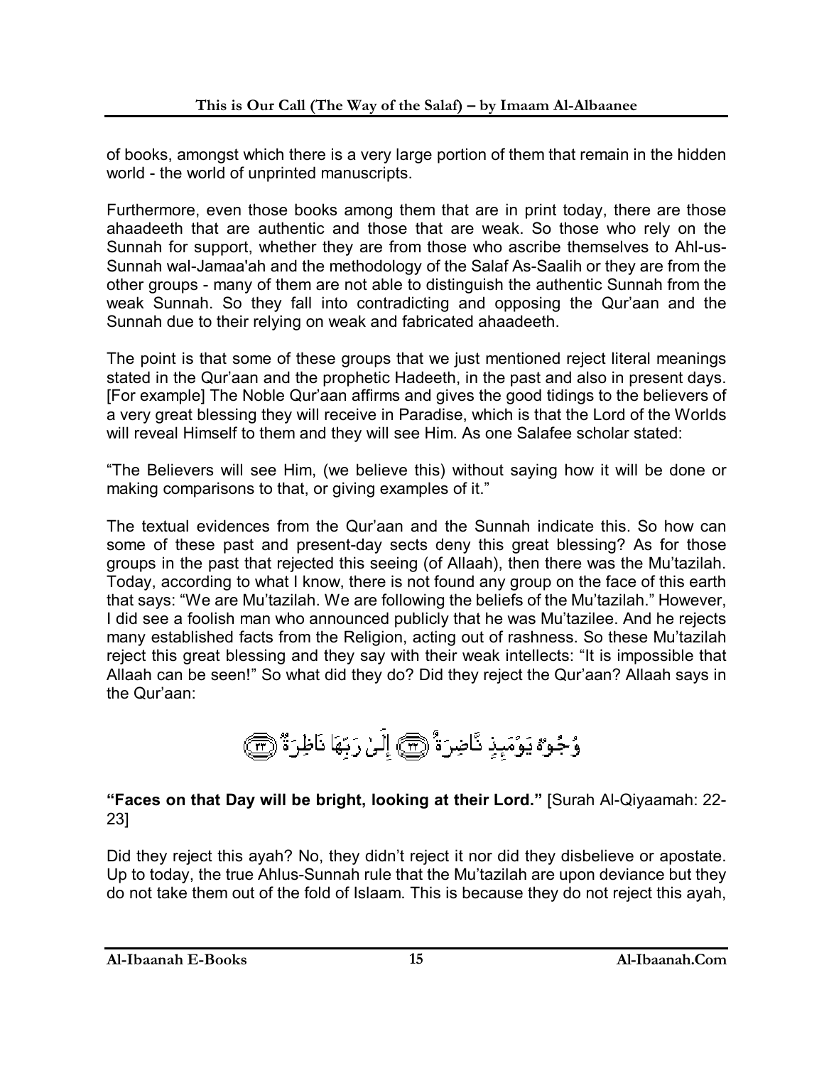of books, amongst which there is a very large portion of them that remain in the hidden world - the world of unprinted manuscripts.

Furthermore, even those books among them that are in print today, there are those ahaadeeth that are authentic and those that are weak. So those who rely on the Sunnah for support, whether they are from those who ascribe themselves to Ahl-us-Sunnah wal-Jamaa'ah and the methodology of the Salaf As-Saalih or they are from the other groups - many of them are not able to distinguish the authentic Sunnah from the weak Sunnah. So they fall into contradicting and opposing the Qur'aan and the Sunnah due to their relying on weak and fabricated ahaadeeth.

The point is that some of these groups that we just mentioned reject literal meanings stated in the Qur'aan and the prophetic Hadeeth, in the past and also in present days. [For example] The Noble Qur'aan affirms and gives the good tidings to the believers of a very great blessing they will receive in Paradise, which is that the Lord of the Worlds will reveal Himself to them and they will see Him. As one Salafee scholar stated:

"The Believers will see Him, (we believe this) without saying how it will be done or making comparisons to that, or giving examples of it."

The textual evidences from the Qur'aan and the Sunnah indicate this. So how can some of these past and present-day sects deny this great blessing? As for those groups in the past that rejected this seeing (of Allaah), then there was the Mu'tazilah. Today, according to what I know, there is not found any group on the face of this earth that says: "We are Mu'tazilah. We are following the beliefs of the Mu'tazilah." However, I did see a foolish man who announced publicly that he was Mu'tazilee. And he rejects many established facts from the Religion, acting out of rashness. So these Mu'tazilah reject this great blessing and they say with their weak intellects: "It is impossible that Allaah can be seen!" So what did they do? Did they reject the Qur'aan? Allaah says in the Qur'aan:

وُجُوهٌ يَوْمَئِذٍ نَّاضِرَةٌ ﴿٢٢﴾ إِلَىٰ رَبِّهَا نَاظِرَةٌ ﴿٢٣﴾

**"Faces on that Day will be bright, looking at their Lord."** [Surah Al-Qiyaamah: 22-23]

Did they reject this ayah? No, they didn't reject it nor did they disbelieve or apostate. Up to today, the true Ahlus-Sunnah rule that the Mu'tazilah are upon deviance but they do not take them out of the fold of Islaam. This is because they do not reject this ayah,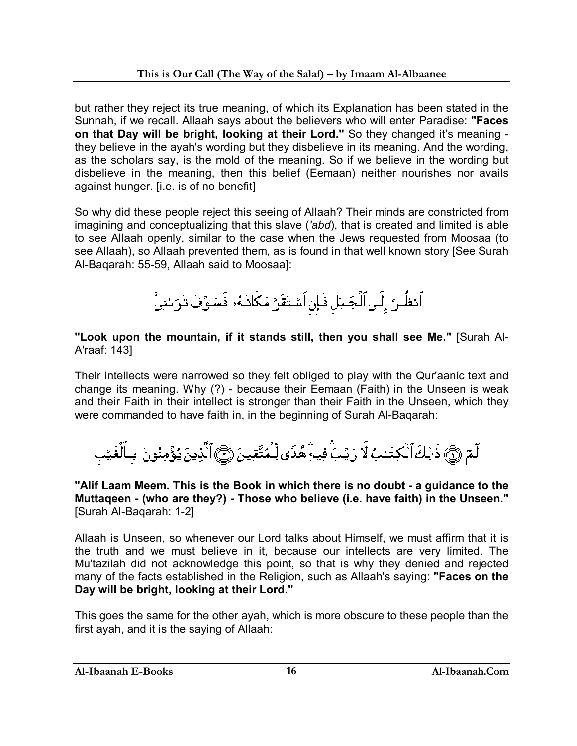but rather they reject its true meaning, of which its Explanation has been stated in the Sunnah, if we recall. Allaah says about the believers who will enter Paradise: **"Faces on that Day will be bright, looking at their Lord."** So they changed it's meaning - they believe in the ayah's wording but they disbelieve in its meaning. And the wording, as the scholars say, is the mold of the meaning. So if we believe in the wording but disbelieve in the meaning, then this belief (Eemaan) neither nourishes nor avails against hunger. [i.e. is of no benefit]

So why did these people reject this seeing of Allaah? Their minds are constricted from imagining and conceptualizing that this slave (*'abd*), that is created and limited is able to see Allaah openly, similar to the case when the Jews requested from Moosaa (to see Allaah), so Allaah prevented them, as is found in that well known story [See Surah Al-Baqarah: 55-59, Allaah said to Moosaa]:

ٱنظُرْ إِلَى ٱلْجَبَلِ فَإِنِ ٱسْتَقَرَّ مَكَانَهُۥ فَسَوْفَ تَرَىٰنِى

**"Look upon the mountain, if it stands still, then you shall see Me."** [Surah Al-A'raaf: 143]

Their intellects were narrowed so they felt obliged to play with the Qur'aanic text and change its meaning. Why (?) - because their Eemaan (Faith) in the Unseen is weak and their Faith in their intellect is stronger than their Faith in the Unseen, which they were commanded to have faith in, in the beginning of Surah Al-Baqarah:

الٓمٓ ﴿١﴾ ذَٰلِكَ ٱلْكِتَٰبُ لَا رَيْبَ فِيهِ هُدًى لِّلْمُتَّقِينَ ﴿٢﴾ ٱلَّذِينَ يُؤْمِنُونَ بِٱلْغَيْبِ

**"Alif Laam Meem. This is the Book in which there is no doubt - a guidance to the Muttaqeen - (who are they?) - Those who believe (i.e. have faith) in the Unseen."** [Surah Al-Baqarah: 1-2]

Allaah is Unseen, so whenever our Lord talks about Himself, we must affirm that it is the truth and we must believe in it, because our intellects are very limited. The Mu'tazilah did not acknowledge this point, so that is why they denied and rejected many of the facts established in the Religion, such as Allaah's saying: **"Faces on the Day will be bright, looking at their Lord."**

This goes the same for the other ayah, which is more obscure to these people than the first ayah, and it is the saying of Allaah: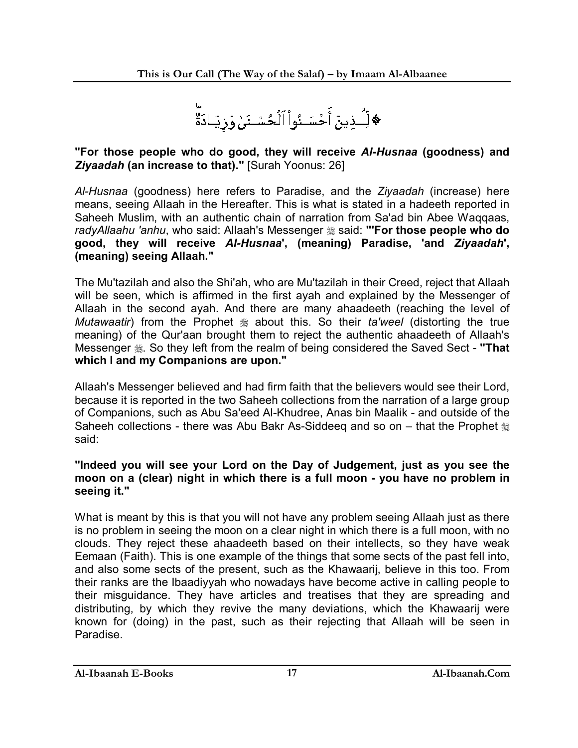لِّلَّذِينَ أَحْسَنُوا۟ ٱلْحُسْنَىٰ وَزِيَادَةٌ

**"For those people who do good, they will receive *Al-Husnaa* (goodness) and *Ziyaadah* (an increase to that)."** [Surah Yoonus: 26]

*Al-Husnaa* (goodness) here refers to Paradise, and the *Ziyaadah* (increase) here means, seeing Allaah in the Hereafter. This is what is stated in a hadeeth reported in Saheeh Muslim, with an authentic chain of narration from Sa'ad bin Abee Waqqaas, *radyAllaahu 'anhu*, who said: Allaah's Messenger ﷺ said: **"'For those people who do good, they will receive *Al-Husnaa*', (meaning) Paradise, 'and *Ziyaadah*', (meaning) seeing Allaah."**

The Mu'tazilah and also the Shi'ah, who are Mu'tazilah in their Creed, reject that Allaah will be seen, which is affirmed in the first ayah and explained by the Messenger of Allaah in the second ayah. And there are many ahaadeeth (reaching the level of *Mutawaatir*) from the Prophet ﷺ about this. So their *ta'weel* (distorting the true meaning) of the Qur'aan brought them to reject the authentic ahaadeeth of Allaah's Messenger ﷺ. So they left from the realm of being considered the Saved Sect - **"That which I and my Companions are upon."**

Allaah's Messenger believed and had firm faith that the believers would see their Lord, because it is reported in the two Saheeh collections from the narration of a large group of Companions, such as Abu Sa'eed Al-Khudree, Anas bin Maalik - and outside of the Saheeh collections - there was Abu Bakr As-Siddeeq and so on – that the Prophet ﷺ said:

**"Indeed you will see your Lord on the Day of Judgement, just as you see the moon on a (clear) night in which there is a full moon - you have no problem in seeing it."**

What is meant by this is that you will not have any problem seeing Allaah just as there is no problem in seeing the moon on a clear night in which there is a full moon, with no clouds. They reject these ahaadeeth based on their intellects, so they have weak Eemaan (Faith). This is one example of the things that some sects of the past fell into, and also some sects of the present, such as the Khawaarij, believe in this too. From their ranks are the Ibaadiyyah who nowadays have become active in calling people to their misguidance. They have articles and treatises that they are spreading and distributing, by which they revive the many deviations, which the Khawaarij were known for (doing) in the past, such as their rejecting that Allaah will be seen in Paradise.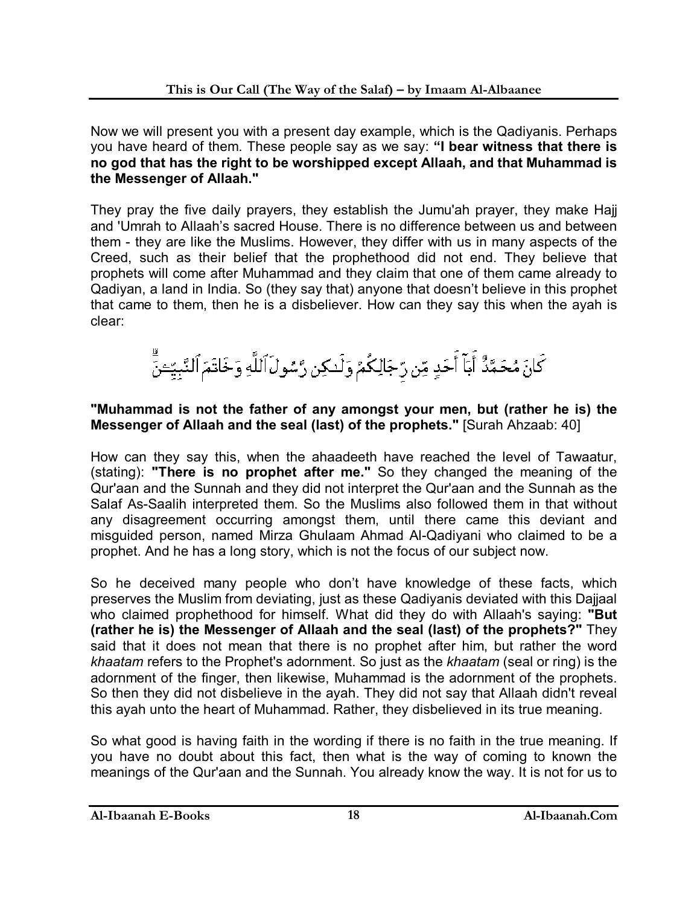Now we will present you with a present day example, which is the Qadiyanis. Perhaps you have heard of them. These people say as we say: **"I bear witness that there is no god that has the right to be worshipped except Allaah, and that Muhammad is the Messenger of Allaah."**

They pray the five daily prayers, they establish the Jumu'ah prayer, they make Hajj and 'Umrah to Allaah's sacred House. There is no difference between us and between them - they are like the Muslims. However, they differ with us in many aspects of the Creed, such as their belief that the prophethood did not end. They believe that prophets will come after Muhammad and they claim that one of them came already to Qadiyan, a land in India. So (they say that) anyone that doesn't believe in this prophet that came to them, then he is a disbeliever. How can they say this when the ayah is clear:

مَّا كَانَ مُحَمَّدٌ أَبَآ أَحَدٍ مِّن رِّجَالِكُمْ وَلَٰكِن رَّسُولَ ٱللَّهِ وَخَاتَمَ ٱلنَّبِيِّـۧنَ

**"Muhammad is not the father of any amongst your men, but (rather he is) the Messenger of Allaah and the seal (last) of the prophets."** [Surah Ahzaab: 40]

How can they say this, when the ahaadeeth have reached the level of Tawaatur, (stating): **"There is no prophet after me."** So they changed the meaning of the Qur'aan and the Sunnah and they did not interpret the Qur'aan and the Sunnah as the Salaf As-Saalih interpreted them. So the Muslims also followed them in that without any disagreement occurring amongst them, until there came this deviant and misguided person, named Mirza Ghulaam Ahmad Al-Qadiyani who claimed to be a prophet. And he has a long story, which is not the focus of our subject now.

So he deceived many people who don't have knowledge of these facts, which preserves the Muslim from deviating, just as these Qadiyanis deviated with this Dajjaal who claimed prophethood for himself. What did they do with Allaah's saying: **"But (rather he is) the Messenger of Allaah and the seal (last) of the prophets?"** They said that it does not mean that there is no prophet after him, but rather the word *khaatam* refers to the Prophet's adornment. So just as the *khaatam* (seal or ring) is the adornment of the finger, then likewise, Muhammad is the adornment of the prophets. So then they did not disbelieve in the ayah. They did not say that Allaah didn't reveal this ayah unto the heart of Muhammad. Rather, they disbelieved in its true meaning.

So what good is having faith in the wording if there is no faith in the true meaning. If you have no doubt about this fact, then what is the way of coming to known the meanings of the Qur'aan and the Sunnah. You already know the way. It is not for us to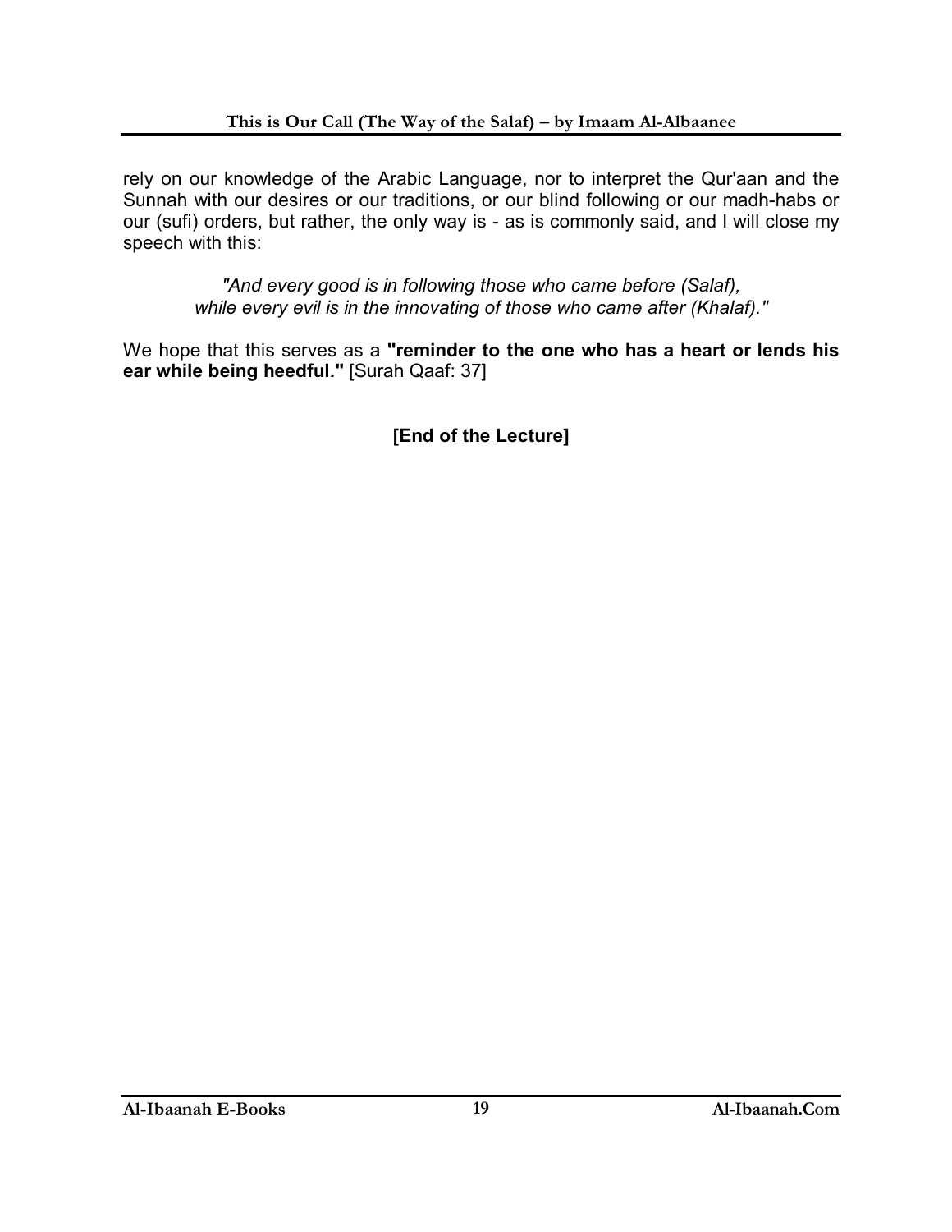rely on our knowledge of the Arabic Language, nor to interpret the Qur'aan and the Sunnah with our desires or our traditions, or our blind following or our madh-habs or our (sufi) orders, but rather, the only way is - as is commonly said, and I will close my speech with this:

> *"And every good is in following those who came before (Salaf),*
> *while every evil is in the innovating of those who came after (Khalaf)."*

We hope that this serves as a **"reminder to the one who has a heart or lends his ear while being heedful."** [Surah Qaaf: 37]

**[End of the Lecture]**